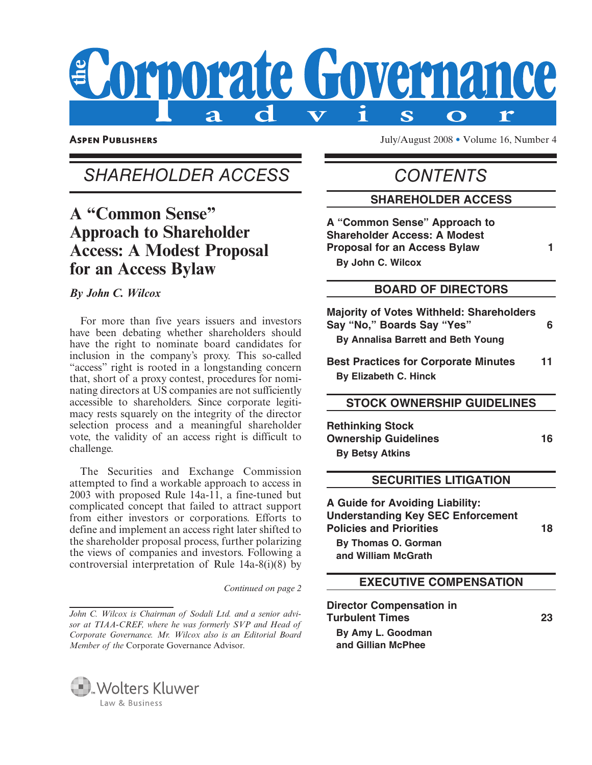# the Corporate Governance advisor

ASPEN PUBLISHERS

July/August 2008 • Volume 16, Number 4

## SHAREHOLDER ACCESS

### A "Common Sense" Approach to Shareholder Access: A Modest Proposal for an Access Bylaw

*By John C. Wilcox*

For more than five years issuers and investors have been debating whether shareholders should have the right to nominate board candidates for inclusion in the company's proxy. This so-called "access" right is rooted in a longstanding concern that, short of a proxy contest, procedures for nominating directors at US companies are not sufficiently accessible to shareholders. Since corporate legitimacy rests squarely on the integrity of the director selection process and a meaningful shareholder vote, the validity of an access right is difficult to challenge.

The Securities and Exchange Commission attempted to find a workable approach to access in 2003 with proposed Rule 14a-11, a fine-tuned but complicated concept that failed to attract support from either investors or corporations. Efforts to define and implement an access right later shifted to the shareholder proposal process, further polarizing the views of companies and investors. Following a controversial interpretation of Rule 14a-8(i)(8) by

*Continued on page 2*

*John C. Wilcox is Chairman of Sodali Ltd. and a senior advisor at TIAA-CREF, where he was formerly SVP and Head of Corporate Governance. Mr. Wilcox also is an Editorial Board Member of the* Corporate Governance Advisor.

## CONTENTS

### SHAREHOLDER ACCESS

**A "Common Sense" Approach to Shareholder Access: A Modest Proposal for an Access Bylaw** — 1
By John C. Wilcox

### BOARD OF DIRECTORS

**Majority of Votes Withheld: Shareholders Say "No," Boards Say "Yes"** — 6
By Annalisa Barrett and Beth Young

**Best Practices for Corporate Minutes** — 11
By Elizabeth C. Hinck

### STOCK OWNERSHIP GUIDELINES

**Rethinking Stock Ownership Guidelines** — 16
By Betsy Atkins

### SECURITIES LITIGATION

**A Guide for Avoiding Liability: Understanding Key SEC Enforcement Policies and Priorities** — 18
By Thomas O. Gorman and William McGrath

### EXECUTIVE COMPENSATION

**Director Compensation in Turbulent Times** — 23
By Amy L. Goodman and Gillian McPhee

Wolters Kluwer Law & Business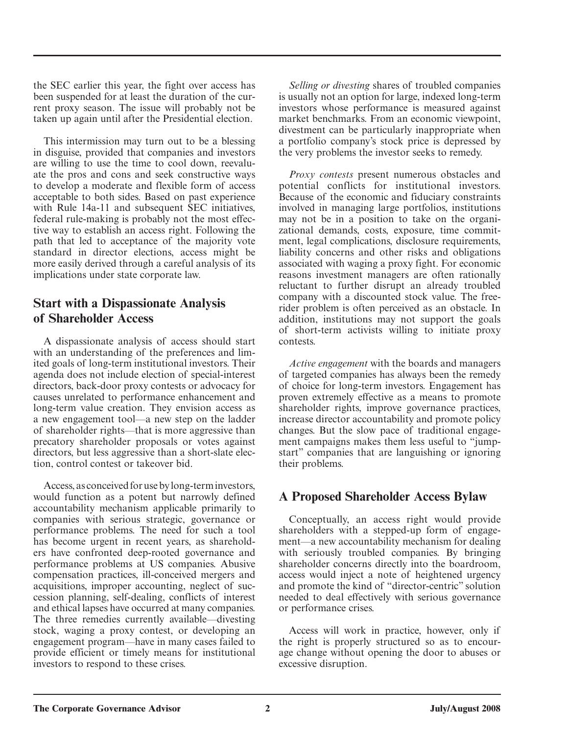the SEC earlier this year, the fight over access has been suspended for at least the duration of the current proxy season. The issue will probably not be taken up again until after the Presidential election.

This intermission may turn out to be a blessing in disguise, provided that companies and investors are willing to use the time to cool down, reevaluate the pros and cons and seek constructive ways to develop a moderate and flexible form of access acceptable to both sides. Based on past experience with Rule 14a-11 and subsequent SEC initiatives, federal rule-making is probably not the most effective way to establish an access right. Following the path that led to acceptance of the majority vote standard in director elections, access might be more easily derived through a careful analysis of its implications under state corporate law.

## Start with a Dispassionate Analysis of Shareholder Access

A dispassionate analysis of access should start with an understanding of the preferences and limited goals of long-term institutional investors. Their agenda does not include election of special-interest directors, back-door proxy contests or advocacy for causes unrelated to performance enhancement and long-term value creation. They envision access as a new engagement tool—a new step on the ladder of shareholder rights—that is more aggressive than precatory shareholder proposals or votes against directors, but less aggressive than a short-slate election, control contest or takeover bid.

Access, as conceived for use by long-term investors, would function as a potent but narrowly defined accountability mechanism applicable primarily to companies with serious strategic, governance or performance problems. The need for such a tool has become urgent in recent years, as shareholders have confronted deep-rooted governance and performance problems at US companies. Abusive compensation practices, ill-conceived mergers and acquisitions, improper accounting, neglect of succession planning, self-dealing, conflicts of interest and ethical lapses have occurred at many companies. The three remedies currently available—divesting stock, waging a proxy contest, or developing an engagement program—have in many cases failed to provide efficient or timely means for institutional investors to respond to these crises.

*Selling or divesting* shares of troubled companies is usually not an option for large, indexed long-term investors whose performance is measured against market benchmarks. From an economic viewpoint, divestment can be particularly inappropriate when a portfolio company's stock price is depressed by the very problems the investor seeks to remedy.

*Proxy contests* present numerous obstacles and potential conflicts for institutional investors. Because of the economic and fiduciary constraints involved in managing large portfolios, institutions may not be in a position to take on the organizational demands, costs, exposure, time commitment, legal complications, disclosure requirements, liability concerns and other risks and obligations associated with waging a proxy fight. For economic reasons investment managers are often rationally reluctant to further disrupt an already troubled company with a discounted stock value. The free-rider problem is often perceived as an obstacle. In addition, institutions may not support the goals of short-term activists willing to initiate proxy contests.

*Active engagement* with the boards and managers of targeted companies has always been the remedy of choice for long-term investors. Engagement has proven extremely effective as a means to promote shareholder rights, improve governance practices, increase director accountability and promote policy changes. But the slow pace of traditional engagement campaigns makes them less useful to "jump-start" companies that are languishing or ignoring their problems.

## A Proposed Shareholder Access Bylaw

Conceptually, an access right would provide shareholders with a stepped-up form of engagement—a new accountability mechanism for dealing with seriously troubled companies. By bringing shareholder concerns directly into the boardroom, access would inject a note of heightened urgency and promote the kind of "director-centric" solution needed to deal effectively with serious governance or performance crises.

Access will work in practice, however, only if the right is properly structured so as to encourage change without opening the door to abuses or excessive disruption.